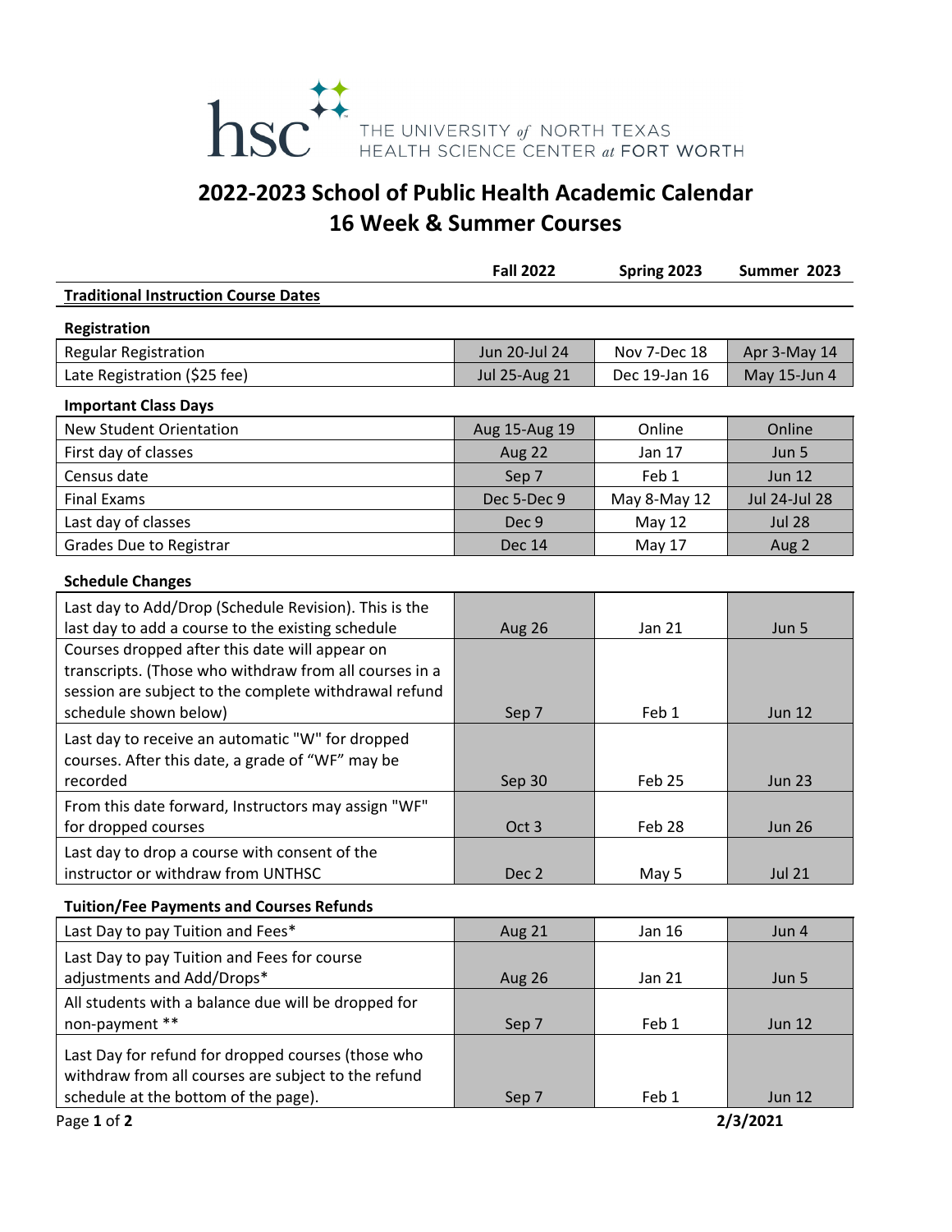THE UNIVERSITY of NORTH TEXAS HEALTH SCIENCE CENTER at FORT WORTH

# 2022-2023 School of Public Health Academic Calendar
## 16 Week & Summer Courses

| | Fall 2022 | Spring 2023 | Summer 2023 |
|---|---|---|---|
| **Traditional Instruction Course Dates** | | | |
| **Registration** | | | |
| Regular Registration | Jun 20-Jul 24 | Nov 7-Dec 18 | Apr 3-May 14 |
| Late Registration ($25 fee) | Jul 25-Aug 21 | Dec 19-Jan 16 | May 15-Jun 4 |
| **Important Class Days** | | | |
| New Student Orientation | Aug 15-Aug 19 | Online | Online |
| First day of classes | Aug 22 | Jan 17 | Jun 5 |
| Census date | Sep 7 | Feb 1 | Jun 12 |
| Final Exams | Dec 5-Dec 9 | May 8-May 12 | Jul 24-Jul 28 |
| Last day of classes | Dec 9 | May 12 | Jul 28 |
| Grades Due to Registrar | Dec 14 | May 17 | Aug 2 |
| **Schedule Changes** | | | |
| Last day to Add/Drop (Schedule Revision). This is the last day to add a course to the existing schedule | Aug 26 | Jan 21 | Jun 5 |
| Courses dropped after this date will appear on transcripts. (Those who withdraw from all courses in a session are subject to the complete withdrawal refund schedule shown below) | Sep 7 | Feb 1 | Jun 12 |
| Last day to receive an automatic "W" for dropped courses. After this date, a grade of "WF" may be recorded | Sep 30 | Feb 25 | Jun 23 |
| From this date forward, Instructors may assign "WF" for dropped courses | Oct 3 | Feb 28 | Jun 26 |
| Last day to drop a course with consent of the instructor or withdraw from UNTHSC | Dec 2 | May 5 | Jul 21 |
| **Tuition/Fee Payments and Courses Refunds** | | | |
| Last Day to pay Tuition and Fees* | Aug 21 | Jan 16 | Jun 4 |
| Last Day to pay Tuition and Fees for course adjustments and Add/Drops* | Aug 26 | Jan 21 | Jun 5 |
| All students with a balance due will be dropped for non-payment ** | Sep 7 | Feb 1 | Jun 12 |
| Last Day for refund for dropped courses (those who withdraw from all courses are subject to the refund schedule at the bottom of the page). | Sep 7 | Feb 1 | Jun 12 |

2/3/2021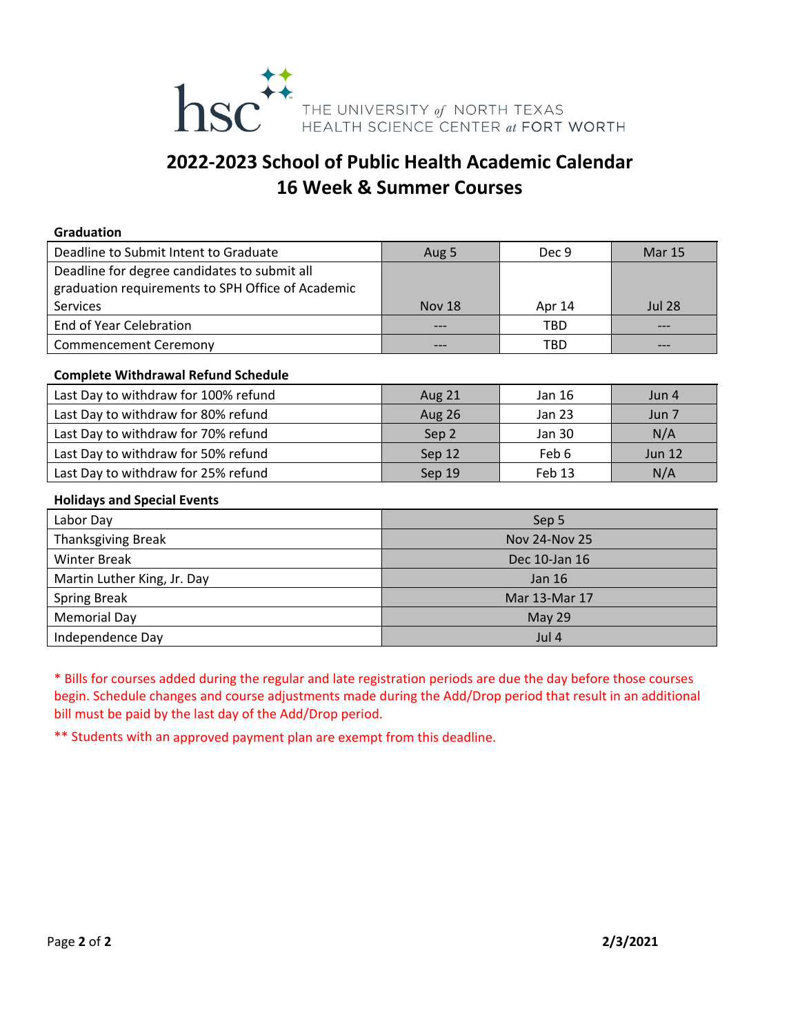THE UNIVERSITY *of* NORTH TEXAS HEALTH SCIENCE CENTER *at* FORT WORTH

# 2022-2023 School of Public Health Academic Calendar
# 16 Week & Summer Courses

**Graduation**

| | | | |
|---|---|---|---|
| Deadline to Submit Intent to Graduate | Aug 5 | Dec 9 | Mar 15 |
| Deadline for degree candidates to submit all graduation requirements to SPH Office of Academic Services | Nov 18 | Apr 14 | Jul 28 |
| End of Year Celebration | --- | TBD | --- |
| Commencement Ceremony | --- | TBD | --- |

**Complete Withdrawal Refund Schedule**

| | | | |
|---|---|---|---|
| Last Day to withdraw for 100% refund | Aug 21 | Jan 16 | Jun 4 |
| Last Day to withdraw for 80% refund | Aug 26 | Jan 23 | Jun 7 |
| Last Day to withdraw for 70% refund | Sep 2 | Jan 30 | N/A |
| Last Day to withdraw for 50% refund | Sep 12 | Feb 6 | Jun 12 |
| Last Day to withdraw for 25% refund | Sep 19 | Feb 13 | N/A |

**Holidays and Special Events**

| | |
|---|---|
| Labor Day | Sep 5 |
| Thanksgiving Break | Nov 24-Nov 25 |
| Winter Break | Dec 10-Jan 16 |
| Martin Luther King, Jr. Day | Jan 16 |
| Spring Break | Mar 13-Mar 17 |
| Memorial Day | May 29 |
| Independence Day | Jul 4 |

* Bills for courses added during the regular and late registration periods are due the day before those courses begin. Schedule changes and course adjustments made during the Add/Drop period that result in an additional bill must be paid by the last day of the Add/Drop period.

** Students with an approved payment plan are exempt from this deadline.

2/3/2021